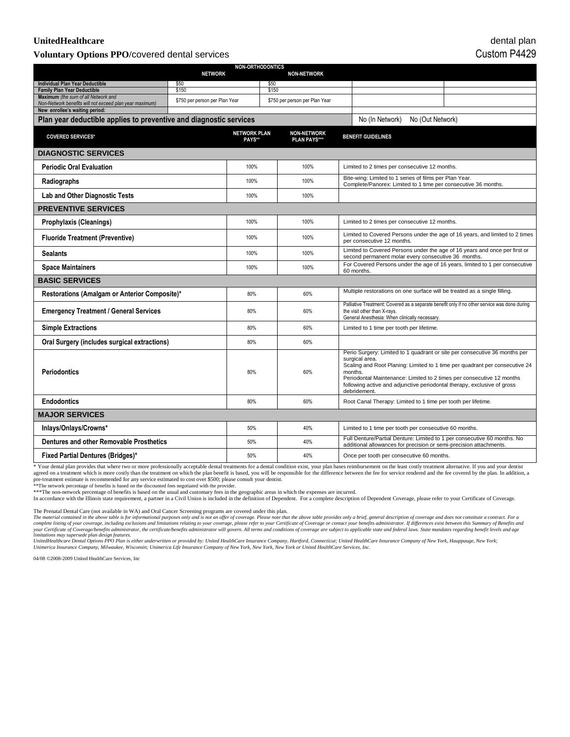**UnitedHealthcare** dental plan

**Voluntary Options PPO**/covered dental services Custom P4429

| | NON-ORTHODONTICS NETWORK | NON-NETWORK | | |
|---|---|---|---|---|
| **Individual Plan Year Deductible** | $50 | $50 | | |
| **Family Plan Year Deductible** | $150 | $150 | | |
| **Maximum** *(the sum of all Network and Non-Network benefits will not exceed plan year maximum)* | $750 per person per Plan Year | $750 per person per Plan Year | | |
| **New enrollee's waiting period:** | | | | |
| **Plan year deductible applies to preventive and diagnostic services** | | | No (In Network) | No (Out Network) |

| COVERED SERVICES* | NETWORK PLAN PAYS** | NON-NETWORK PLAN PAYS*** | BENEFIT GUIDELINES |
|---|---|---|---|
| **DIAGNOSTIC SERVICES** | | | |
| **Periodic Oral Evaluation** | 100% | 100% | Limited to 2 times per consecutive 12 months. |
| **Radiographs** | 100% | 100% | Bite-wing: Limited to 1 series of films per Plan Year. Complete/Panorex: Limited to 1 time per consecutive 36 months. |
| **Lab and Other Diagnostic Tests** | 100% | 100% | |
| **PREVENTIVE SERVICES** | | | |
| **Prophylaxis (Cleanings)** | 100% | 100% | Limited to 2 times per consecutive 12 months. |
| **Fluoride Treatment (Preventive)** | 100% | 100% | Limited to Covered Persons under the age of 16 years, and limited to 2 times per consecutive 12 months. |
| **Sealants** | 100% | 100% | Limited to Covered Persons under the age of 16 years and once per first or second permanent molar every consecutive 36 months. |
| **Space Maintainers** | 100% | 100% | For Covered Persons under the age of 16 years, limited to 1 per consecutive 60 months. |
| **BASIC SERVICES** | | | |
| **Restorations (Amalgam or Anterior Composite)*** | 80% | 60% | Multiple restorations on one surface will be treated as a single filling. |
| **Emergency Treatment / General Services** | 80% | 60% | Palliative Treatment: Covered as a separate benefit only if no other service was done during the visit other than X-rays. General Anesthesia: When clinically necessary. |
| **Simple Extractions** | 80% | 60% | Limited to 1 time per tooth per lifetime. |
| **Oral Surgery (includes surgical extractions)** | 80% | 60% | |
| **Periodontics** | 80% | 60% | Perio Surgery: Limited to 1 quadrant or site per consecutive 36 months per surgical area. Scaling and Root Planing: Limited to 1 time per quadrant per consecutive 24 months. Periodontal Maintenance: Limited to 2 times per consecutive 12 months following active and adjunctive periodontal therapy, exclusive of gross debridement. |
| **Endodontics** | 80% | 60% | Root Canal Therapy: Limited to 1 time per tooth per lifetime. |
| **MAJOR SERVICES** | | | |
| **Inlays/Onlays/Crowns*** | 50% | 40% | Limited to 1 time per tooth per consecutive 60 months. |
| **Dentures and other Removable Prosthetics** | 50% | 40% | Full Denture/Partial Denture: Limited to 1 per consecutive 60 months. No additional allowances for precision or semi-precision attachments. |
| **Fixed Partial Dentures (Bridges)*** | 50% | 40% | Once per tooth per consecutive 60 months. |

* Your dental plan provides that where two or more professionally acceptable dental treatments for a dental condition exist, your plan bases reimbursement on the least costly treatment alternative. If you and your dentist agreed on a treatment which is more costly than the treatment on which the plan benefit is based, you will be responsible for the difference between the fee for service rendered and the fee covered by the plan. In addition, a pre-treatment estimate is recommended for any service estimated to cost over $500; please consult your dentist.

**The network percentage of benefits is based on the discounted fees negotiated with the provider.

***The non-network percentage of benefits is based on the usual and customary fees in the geographic areas in which the expenses are incurred.

In accordance with the Illinois state requirement, a partner in a Civil Union is included in the definition of Dependent. For a complete description of Dependent Coverage, please refer to your Certificate of Coverage.

The Prenatal Dental Care (not available in WA) and Oral Cancer Screening programs are covered under this plan.

*The material contained in the above table is for informational purposes only and is not an offer of coverage. Please note that the above table provides only a brief, general description of coverage and does not constitute a contract. For a complete listing of your coverage, including exclusions and limitations relating to your coverage, please refer to your Certificate of Coverage or contact your benefits administrator. If differences exist between this Summary of Benefits and your Certificate of Coverage/benefits administrator, the certificate/benefits administrator will govern. All terms and conditions of coverage are subject to applicable state and federal laws. State mandates regarding benefit levels and age limitations may supersede plan design features.*

*UnitedHealthcare Dental Options PPO Plan is either underwritten or provided by: United HealthCare Insurance Company, Hartford, Connecticut; United HealthCare Insurance Company of New York, Hauppauge, New York; Unimerica Insurance Company, Milwaukee, Wisconsin; Unimerica Life Insurance Company of New York, New York, New York or United HealthCare Services, Inc.*

04/08 ©2008-2009 United HealthCare Services, Inc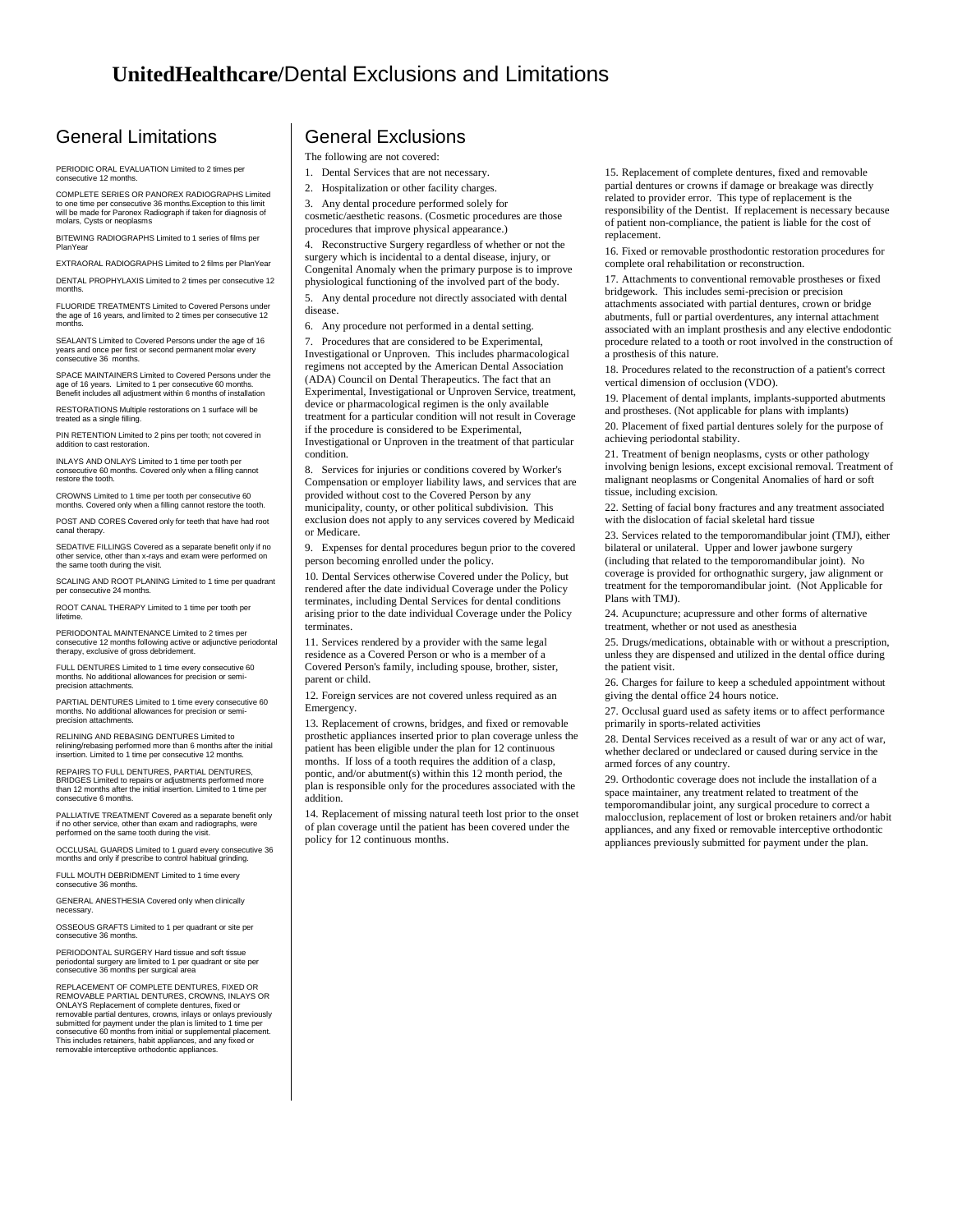# **UnitedHealthcare**/Dental Exclusions and Limitations

## General Limitations

PERIODIC ORAL EVALUATION Limited to 2 times per consecutive 12 months.

COMPLETE SERIES OR PANOREX RADIOGRAPHS Limited to one time per consecutive 36 months.Exception to this limit will be made for Paronex Radiograph if taken for diagnosis of molars, Cysts or neoplasms

BITEWING RADIOGRAPHS Limited to 1 series of films per PlanYear

EXTRAORAL RADIOGRAPHS Limited to 2 films per PlanYear

DENTAL PROPHYLAXIS Limited to 2 times per consecutive 12 months.

FLUORIDE TREATMENTS Limited to Covered Persons under the age of 16 years, and limited to 2 times per consecutive 12 months.

SEALANTS Limited to Covered Persons under the age of 16 years and once per first or second permanent molar every consecutive 36 months.

SPACE MAINTAINERS Limited to Covered Persons under the age of 16 years. Limited to 1 per consecutive 60 months. Benefit includes all adjustment within 6 months of installation

RESTORATIONS Multiple restorations on 1 surface will be treated as a single filling.

PIN RETENTION Limited to 2 pins per tooth; not covered in addition to cast restoration.

INLAYS AND ONLAYS Limited to 1 time per tooth per consecutive 60 months. Covered only when a filling cannot restore the tooth.

CROWNS Limited to 1 time per tooth per consecutive 60 months. Covered only when a filling cannot restore the tooth.

POST AND CORES Covered only for teeth that have had root canal therapy.

SEDATIVE FILLINGS Covered as a separate benefit only if no other service, other than x-rays and exam were performed on the same tooth during the visit.

SCALING AND ROOT PLANING Limited to 1 time per quadrant per consecutive 24 months.

ROOT CANAL THERAPY Limited to 1 time per tooth per lifetime.

PERIODONTAL MAINTENANCE Limited to 2 times per consecutive 12 months following active or adjunctive periodontal therapy, exclusive of gross debridement.

FULL DENTURES Limited to 1 time every consecutive 60 months. No additional allowances for precision or semi-precision attachments.

PARTIAL DENTURES Limited to 1 time every consecutive 60 months. No additional allowances for precision or semi-precision attachments.

RELINING AND REBASING DENTURES Limited to relining/rebasing performed more than 6 months after the initial insertion. Limited to 1 time per consecutive 12 months.

REPAIRS TO FULL DENTURES, PARTIAL DENTURES, BRIDGES Limited to repairs or adjustments performed more than 12 months after the initial insertion. Limited to 1 time per consecutive 6 months.

PALLIATIVE TREATMENT Covered as a separate benefit only if no other service, other than exam and radiographs, were performed on the same tooth during the visit.

OCCLUSAL GUARDS Limited to 1 guard every consecutive 36 months and only if prescribe to control habitual grinding.

FULL MOUTH DEBRIDMENT Limited to 1 time every consecutive 36 months.

GENERAL ANESTHESIA Covered only when clinically necessary.

OSSEOUS GRAFTS Limited to 1 per quadrant or site per consecutive 36 months.

PERIODONTAL SURGERY Hard tissue and soft tissue periodontal surgery are limited to 1 per quadrant or site per consecutive 36 months per surgical area

REPLACEMENT OF COMPLETE DENTURES, FIXED OR REMOVABLE PARTIAL DENTURES, CROWNS, INLAYS OR ONLAYS Replacement of complete dentures, fixed or removable partial dentures, crowns, inlays or onlays previously submitted for payment under the plan is limited to 1 time per consecutive 60 months from initial or supplemental placement. This includes retainers, habit appliances, and any fixed or removable interceptiive orthodontic appliances.

## General Exclusions

The following are not covered:

1. Dental Services that are not necessary.
2. Hospitalization or other facility charges.
3. Any dental procedure performed solely for cosmetic/aesthetic reasons. (Cosmetic procedures are those procedures that improve physical appearance.)
4. Reconstructive Surgery regardless of whether or not the surgery which is incidental to a dental disease, injury, or Congenital Anomaly when the primary purpose is to improve physiological functioning of the involved part of the body.
5. Any dental procedure not directly associated with dental disease.
6. Any procedure not performed in a dental setting.
7. Procedures that are considered to be Experimental, Investigational or Unproven. This includes pharmacological regimens not accepted by the American Dental Association (ADA) Council on Dental Therapeutics. The fact that an Experimental, Investigational or Unproven Service, treatment, device or pharmacological regimen is the only available treatment for a particular condition will not result in Coverage if the procedure is considered to be Experimental, Investigational or Unproven in the treatment of that particular condition.
8. Services for injuries or conditions covered by Worker's Compensation or employer liability laws, and services that are provided without cost to the Covered Person by any municipality, county, or other political subdivision. This exclusion does not apply to any services covered by Medicaid or Medicare.
9. Expenses for dental procedures begun prior to the covered person becoming enrolled under the policy.
10. Dental Services otherwise Covered under the Policy, but rendered after the date individual Coverage under the Policy terminates, including Dental Services for dental conditions arising prior to the date individual Coverage under the Policy terminates.
11. Services rendered by a provider with the same legal residence as a Covered Person or who is a member of a Covered Person's family, including spouse, brother, sister, parent or child.
12. Foreign services are not covered unless required as an Emergency.
13. Replacement of crowns, bridges, and fixed or removable prosthetic appliances inserted prior to plan coverage unless the patient has been eligible under the plan for 12 continuous months. If loss of a tooth requires the addition of a clasp, pontic, and/or abutment(s) within this 12 month period, the plan is responsible only for the procedures associated with the addition.
14. Replacement of missing natural teeth lost prior to the onset of plan coverage until the patient has been covered under the policy for 12 continuous months.
15. Replacement of complete dentures, fixed and removable partial dentures or crowns if damage or breakage was directly related to provider error. This type of replacement is the responsibility of the Dentist. If replacement is necessary because of patient non-compliance, the patient is liable for the cost of replacement.
16. Fixed or removable prosthodontic restoration procedures for complete oral rehabilitation or reconstruction.
17. Attachments to conventional removable prostheses or fixed bridgework. This includes semi-precision or precision attachments associated with partial dentures, crown or bridge abutments, full or partial overdentures, any internal attachment associated with an implant prosthesis and any elective endodontic procedure related to a tooth or root involved in the construction of a prosthesis of this nature.
18. Procedures related to the reconstruction of a patient's correct vertical dimension of occlusion (VDO).
19. Placement of dental implants, implants-supported abutments and prostheses. (Not applicable for plans with implants)
20. Placement of fixed partial dentures solely for the purpose of achieving periodontal stability.
21. Treatment of benign neoplasms, cysts or other pathology involving benign lesions, except excisional removal. Treatment of malignant neoplasms or Congenital Anomalies of hard or soft tissue, including excision.
22. Setting of facial bony fractures and any treatment associated with the dislocation of facial skeletal hard tissue
23. Services related to the temporomandibular joint (TMJ), either bilateral or unilateral. Upper and lower jawbone surgery (including that related to the temporomandibular joint). No coverage is provided for orthognathic surgery, jaw alignment or treatment for the temporomandibular joint. (Not Applicable for Plans with TMJ).
24. Acupuncture; acupressure and other forms of alternative treatment, whether or not used as anesthesia
25. Drugs/medications, obtainable with or without a prescription, unless they are dispensed and utilized in the dental office during the patient visit.
26. Charges for failure to keep a scheduled appointment without giving the dental office 24 hours notice.
27. Occlusal guard used as safety items or to affect performance primarily in sports-related activities
28. Dental Services received as a result of war or any act of war, whether declared or undeclared or caused during service in the armed forces of any country.
29. Orthodontic coverage does not include the installation of a space maintainer, any treatment related to treatment of the temporomandibular joint, any surgical procedure to correct a malocclusion, replacement of lost or broken retainers and/or habit appliances, and any fixed or removable interceptive orthodontic appliances previously submitted for payment under the plan.